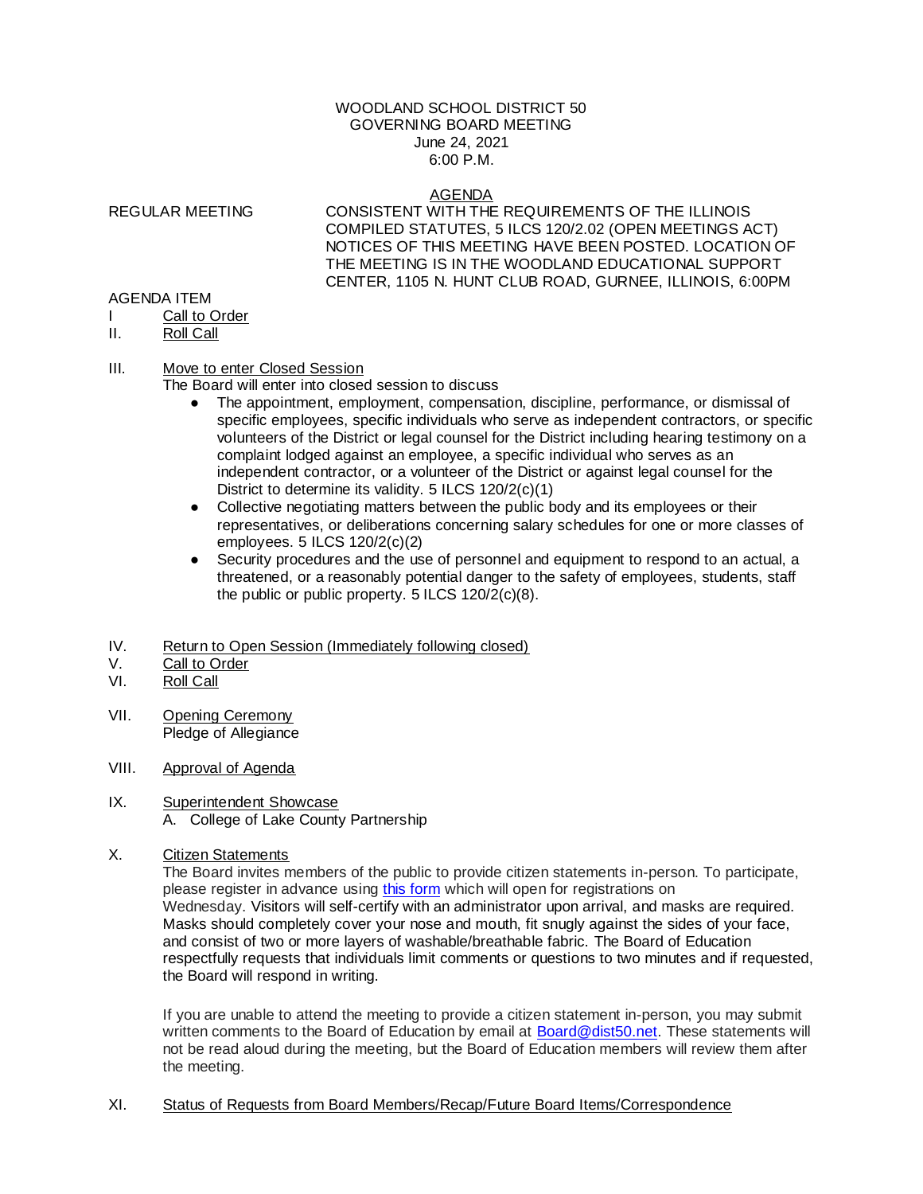WOODLAND SCHOOL DISTRICT 50
GOVERNING BOARD MEETING
June 24, 2021
6:00 P.M.

AGENDA

REGULAR MEETING

CONSISTENT WITH THE REQUIREMENTS OF THE ILLINOIS COMPILED STATUTES, 5 ILCS 120/2.02 (OPEN MEETINGS ACT) NOTICES OF THIS MEETING HAVE BEEN POSTED. LOCATION OF THE MEETING IS IN THE WOODLAND EDUCATIONAL SUPPORT CENTER, 1105 N. HUNT CLUB ROAD, GURNEE, ILLINOIS, 6:00PM

AGENDA ITEM

I Call to Order

II. Roll Call

III. Move to enter Closed Session

The Board will enter into closed session to discuss

- The appointment, employment, compensation, discipline, performance, or dismissal of specific employees, specific individuals who serve as independent contractors, or specific volunteers of the District or legal counsel for the District including hearing testimony on a complaint lodged against an employee, a specific individual who serves as an independent contractor, or a volunteer of the District or against legal counsel for the District to determine its validity. 5 ILCS 120/2(c)(1)
- Collective negotiating matters between the public body and its employees or their representatives, or deliberations concerning salary schedules for one or more classes of employees. 5 ILCS 120/2(c)(2)
- Security procedures and the use of personnel and equipment to respond to an actual, a threatened, or a reasonably potential danger to the safety of employees, students, staff the public or public property. 5 ILCS 120/2(c)(8).

IV. Return to Open Session (Immediately following closed)

V. Call to Order

VI. Roll Call

VII. Opening Ceremony

Pledge of Allegiance

VIII. Approval of Agenda

IX. Superintendent Showcase

A. College of Lake County Partnership

X. Citizen Statements

The Board invites members of the public to provide citizen statements in-person. To participate, please register in advance using this form which will open for registrations on Wednesday. Visitors will self-certify with an administrator upon arrival, and masks are required. Masks should completely cover your nose and mouth, fit snugly against the sides of your face, and consist of two or more layers of washable/breathable fabric. The Board of Education respectfully requests that individuals limit comments or questions to two minutes and if requested, the Board will respond in writing.

If you are unable to attend the meeting to provide a citizen statement in-person, you may submit written comments to the Board of Education by email at Board@dist50.net. These statements will not be read aloud during the meeting, but the Board of Education members will review them after the meeting.

XI. Status of Requests from Board Members/Recap/Future Board Items/Correspondence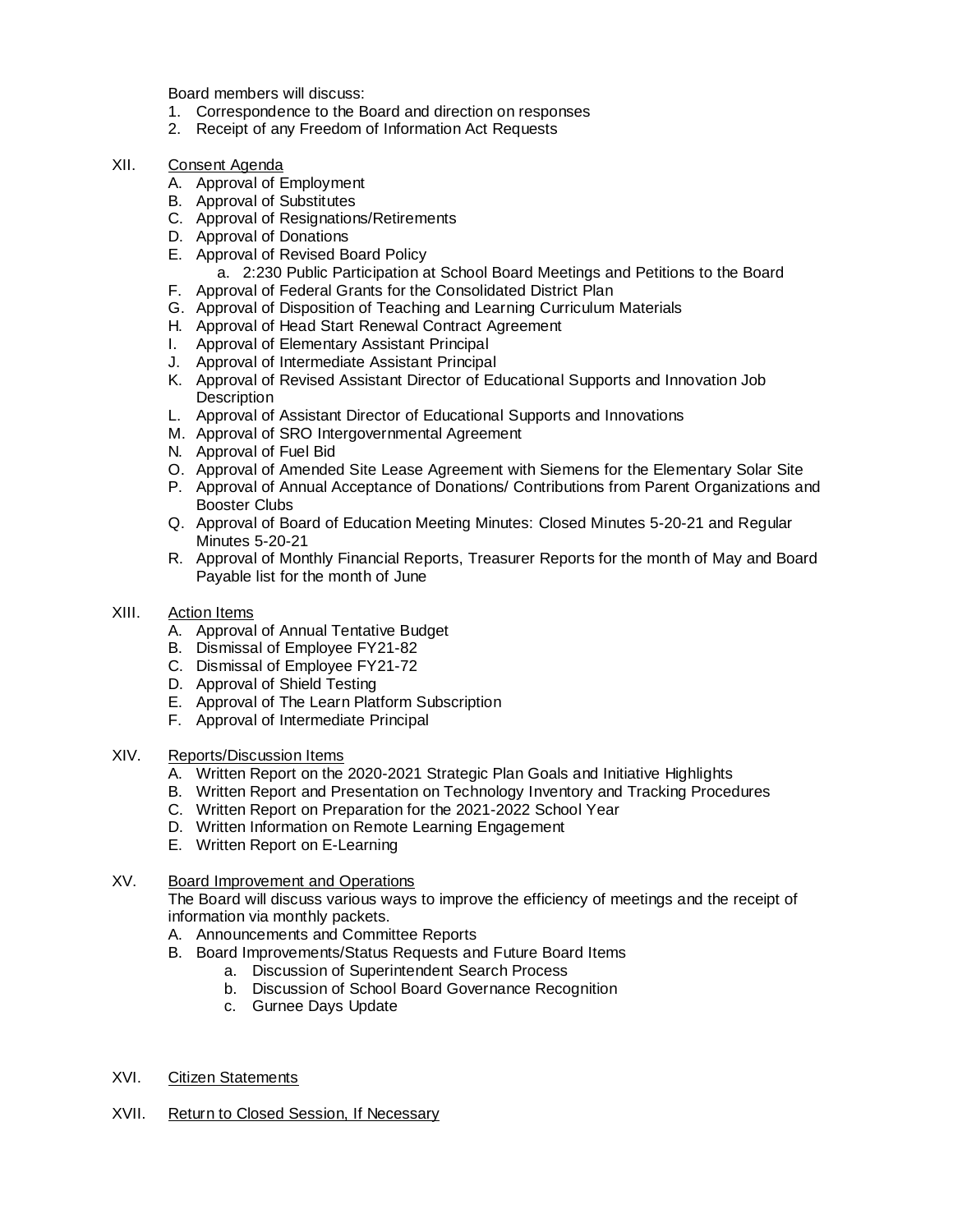Board members will discuss:
1. Correspondence to the Board and direction on responses
2. Receipt of any Freedom of Information Act Requests

XII. Consent Agenda

A. Approval of Employment
B. Approval of Substitutes
C. Approval of Resignations/Retirements
D. Approval of Donations
E. Approval of Revised Board Policy
    a. 2:230 Public Participation at School Board Meetings and Petitions to the Board
F. Approval of Federal Grants for the Consolidated District Plan
G. Approval of Disposition of Teaching and Learning Curriculum Materials
H. Approval of Head Start Renewal Contract Agreement
I. Approval of Elementary Assistant Principal
J. Approval of Intermediate Assistant Principal
K. Approval of Revised Assistant Director of Educational Supports and Innovation Job Description
L. Approval of Assistant Director of Educational Supports and Innovations
M. Approval of SRO Intergovernmental Agreement
N. Approval of Fuel Bid
O. Approval of Amended Site Lease Agreement with Siemens for the Elementary Solar Site
P. Approval of Annual Acceptance of Donations/ Contributions from Parent Organizations and Booster Clubs
Q. Approval of Board of Education Meeting Minutes: Closed Minutes 5-20-21 and Regular Minutes 5-20-21
R. Approval of Monthly Financial Reports, Treasurer Reports for the month of May and Board Payable list for the month of June

XIII. Action Items

A. Approval of Annual Tentative Budget
B. Dismissal of Employee FY21-82
C. Dismissal of Employee FY21-72
D. Approval of Shield Testing
E. Approval of The Learn Platform Subscription
F. Approval of Intermediate Principal

XIV. Reports/Discussion Items

A. Written Report on the 2020-2021 Strategic Plan Goals and Initiative Highlights
B. Written Report and Presentation on Technology Inventory and Tracking Procedures
C. Written Report on Preparation for the 2021-2022 School Year
D. Written Information on Remote Learning Engagement
E. Written Report on E-Learning

XV. Board Improvement and Operations

The Board will discuss various ways to improve the efficiency of meetings and the receipt of information via monthly packets.

A. Announcements and Committee Reports
B. Board Improvements/Status Requests and Future Board Items
    a. Discussion of Superintendent Search Process
    b. Discussion of School Board Governance Recognition
    c. Gurnee Days Update

XVI. Citizen Statements

XVII. Return to Closed Session, If Necessary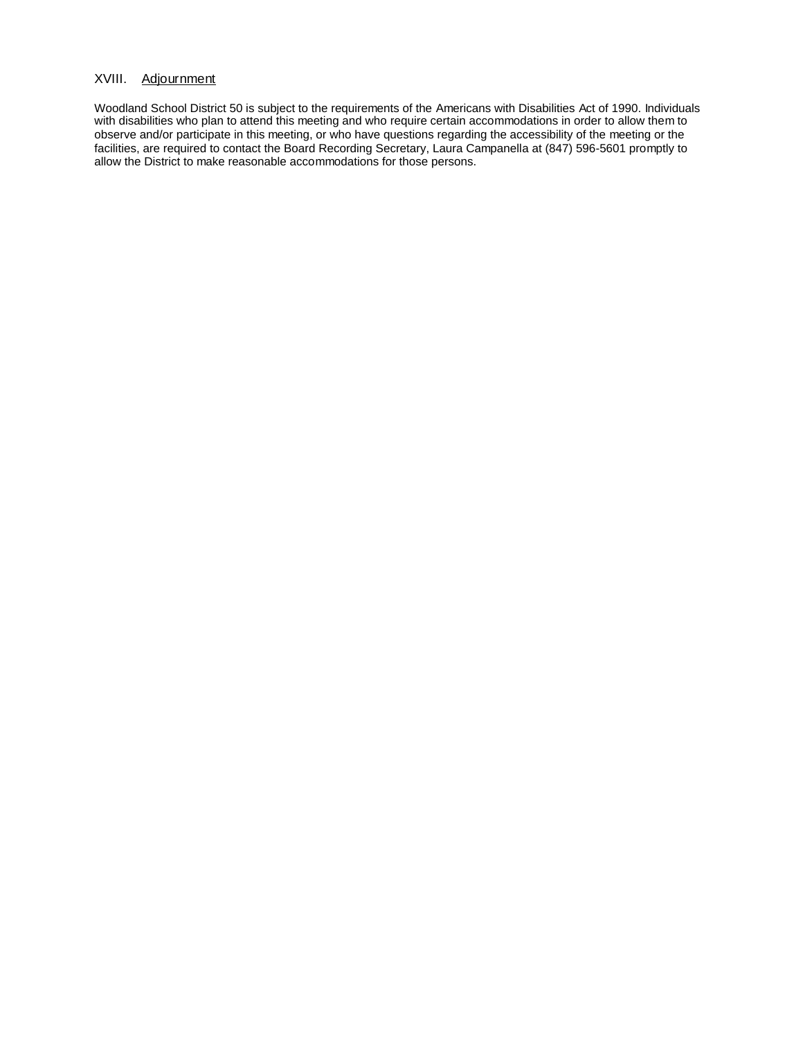XVIII. <u>Adjournment</u>

Woodland School District 50 is subject to the requirements of the Americans with Disabilities Act of 1990. Individuals with disabilities who plan to attend this meeting and who require certain accommodations in order to allow them to observe and/or participate in this meeting, or who have questions regarding the accessibility of the meeting or the facilities, are required to contact the Board Recording Secretary, Laura Campanella at (847) 596-5601 promptly to allow the District to make reasonable accommodations for those persons.